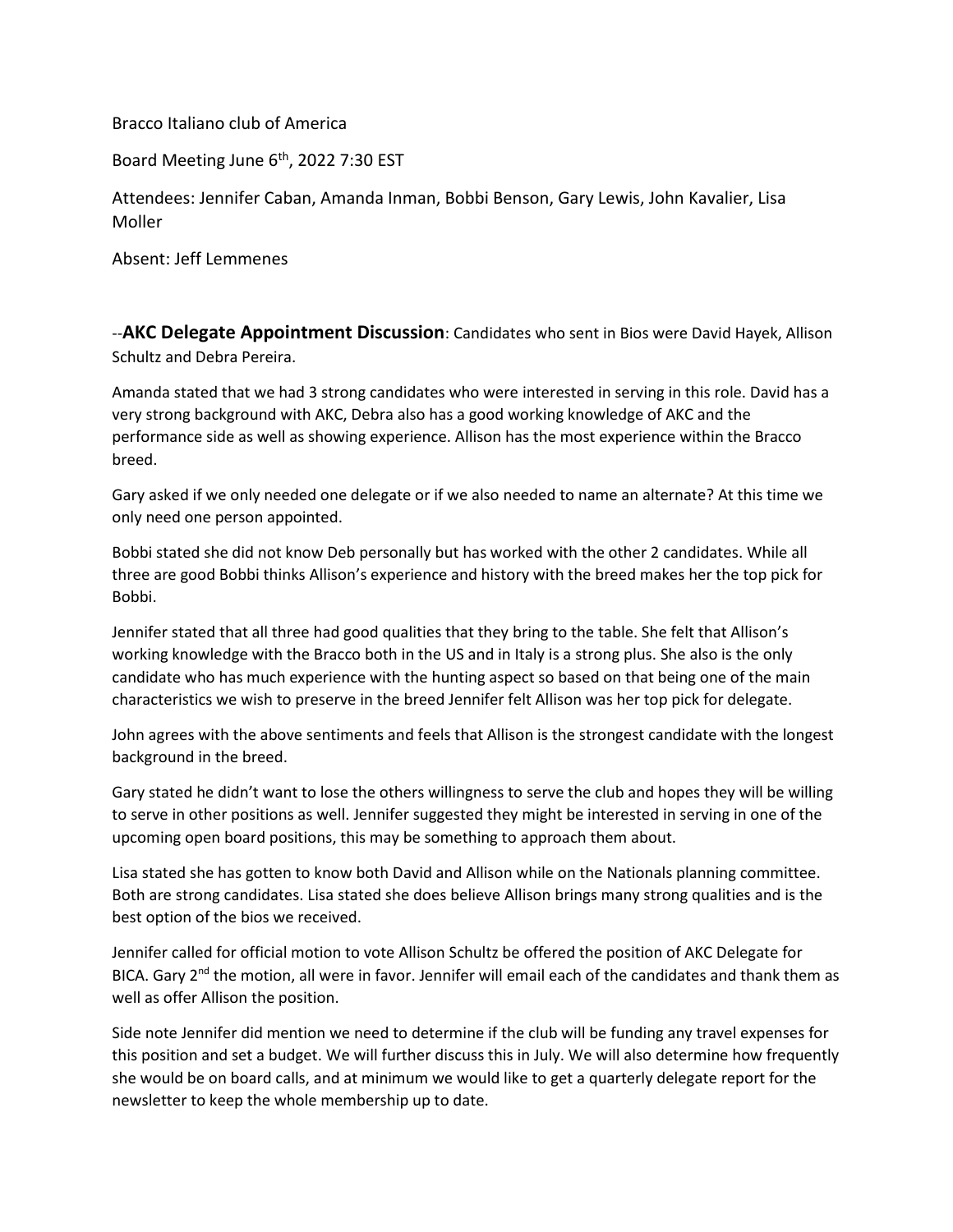Bracco Italiano club of America

Board Meeting June 6th, 2022 7:30 EST

Attendees: Jennifer Caban, Amanda Inman, Bobbi Benson, Gary Lewis, John Kavalier, Lisa Moller

Absent: Jeff Lemmenes

--**AKC Delegate Appointment Discussion**: Candidates who sent in Bios were David Hayek, Allison Schultz and Debra Pereira.

Amanda stated that we had 3 strong candidates who were interested in serving in this role. David has a very strong background with AKC, Debra also has a good working knowledge of AKC and the performance side as well as showing experience. Allison has the most experience within the Bracco breed.

Gary asked if we only needed one delegate or if we also needed to name an alternate? At this time we only need one person appointed.

Bobbi stated she did not know Deb personally but has worked with the other 2 candidates. While all three are good Bobbi thinks Allison's experience and history with the breed makes her the top pick for Bobbi.

Jennifer stated that all three had good qualities that they bring to the table. She felt that Allison's working knowledge with the Bracco both in the US and in Italy is a strong plus. She also is the only candidate who has much experience with the hunting aspect so based on that being one of the main characteristics we wish to preserve in the breed Jennifer felt Allison was her top pick for delegate.

John agrees with the above sentiments and feels that Allison is the strongest candidate with the longest background in the breed.

Gary stated he didn't want to lose the others willingness to serve the club and hopes they will be willing to serve in other positions as well. Jennifer suggested they might be interested in serving in one of the upcoming open board positions, this may be something to approach them about.

Lisa stated she has gotten to know both David and Allison while on the Nationals planning committee. Both are strong candidates. Lisa stated she does believe Allison brings many strong qualities and is the best option of the bios we received.

Jennifer called for official motion to vote Allison Schultz be offered the position of AKC Delegate for BICA. Gary 2nd the motion, all were in favor. Jennifer will email each of the candidates and thank them as well as offer Allison the position.

Side note Jennifer did mention we need to determine if the club will be funding any travel expenses for this position and set a budget. We will further discuss this in July. We will also determine how frequently she would be on board calls, and at minimum we would like to get a quarterly delegate report for the newsletter to keep the whole membership up to date.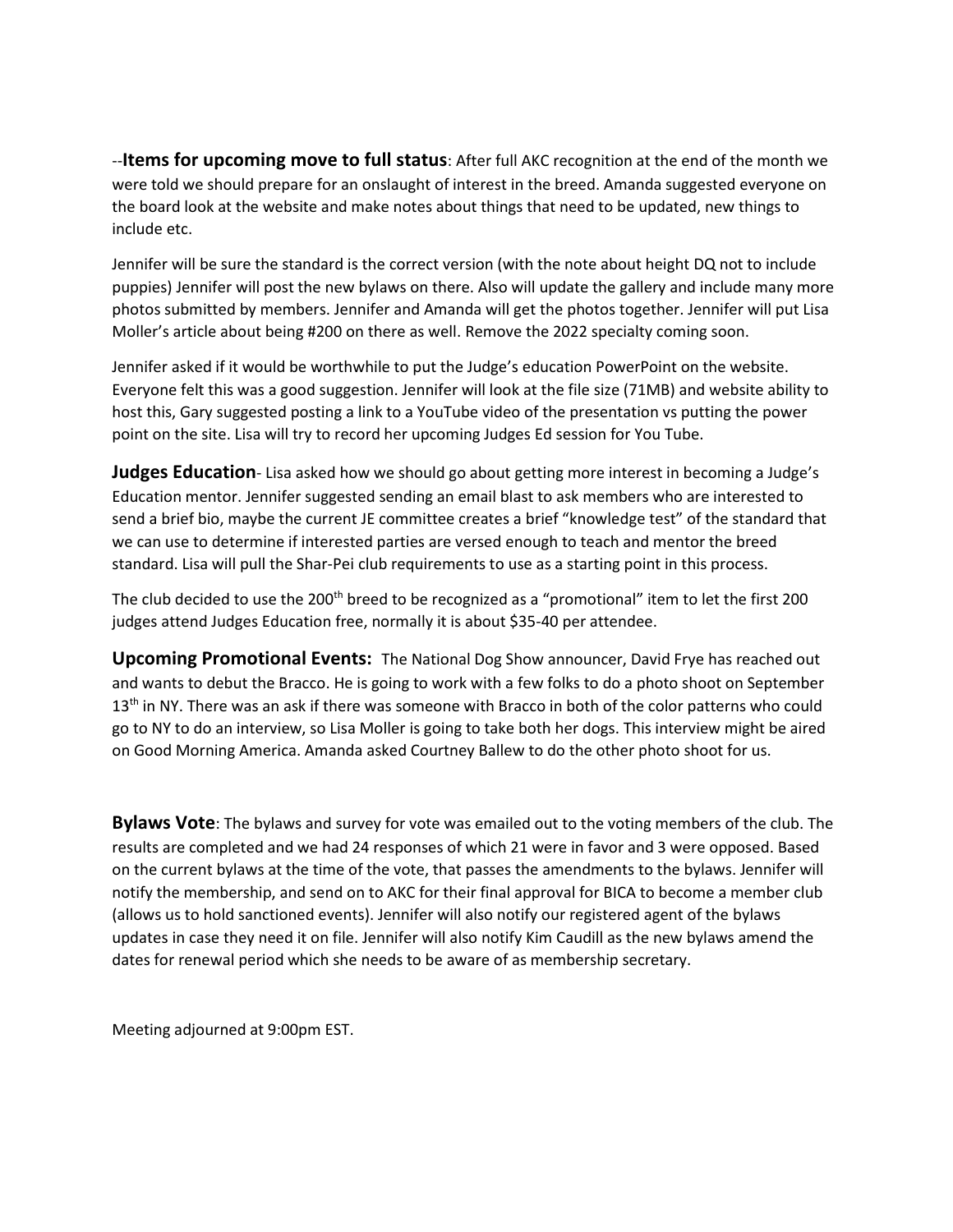--**Items for upcoming move to full status**: After full AKC recognition at the end of the month we were told we should prepare for an onslaught of interest in the breed. Amanda suggested everyone on the board look at the website and make notes about things that need to be updated, new things to include etc.

Jennifer will be sure the standard is the correct version (with the note about height DQ not to include puppies) Jennifer will post the new bylaws on there. Also will update the gallery and include many more photos submitted by members. Jennifer and Amanda will get the photos together. Jennifer will put Lisa Moller's article about being #200 on there as well. Remove the 2022 specialty coming soon.

Jennifer asked if it would be worthwhile to put the Judge's education PowerPoint on the website. Everyone felt this was a good suggestion. Jennifer will look at the file size (71MB) and website ability to host this, Gary suggested posting a link to a YouTube video of the presentation vs putting the power point on the site. Lisa will try to record her upcoming Judges Ed session for You Tube.

**Judges Education**- Lisa asked how we should go about getting more interest in becoming a Judge's Education mentor. Jennifer suggested sending an email blast to ask members who are interested to send a brief bio, maybe the current JE committee creates a brief "knowledge test" of the standard that we can use to determine if interested parties are versed enough to teach and mentor the breed standard. Lisa will pull the Shar-Pei club requirements to use as a starting point in this process.

The club decided to use the 200th breed to be recognized as a "promotional" item to let the first 200 judges attend Judges Education free, normally it is about $35-40 per attendee.

**Upcoming Promotional Events:** The National Dog Show announcer, David Frye has reached out and wants to debut the Bracco. He is going to work with a few folks to do a photo shoot on September 13th in NY. There was an ask if there was someone with Bracco in both of the color patterns who could go to NY to do an interview, so Lisa Moller is going to take both her dogs. This interview might be aired on Good Morning America. Amanda asked Courtney Ballew to do the other photo shoot for us.

**Bylaws Vote**: The bylaws and survey for vote was emailed out to the voting members of the club. The results are completed and we had 24 responses of which 21 were in favor and 3 were opposed. Based on the current bylaws at the time of the vote, that passes the amendments to the bylaws. Jennifer will notify the membership, and send on to AKC for their final approval for BICA to become a member club (allows us to hold sanctioned events). Jennifer will also notify our registered agent of the bylaws updates in case they need it on file. Jennifer will also notify Kim Caudill as the new bylaws amend the dates for renewal period which she needs to be aware of as membership secretary.

Meeting adjourned at 9:00pm EST.